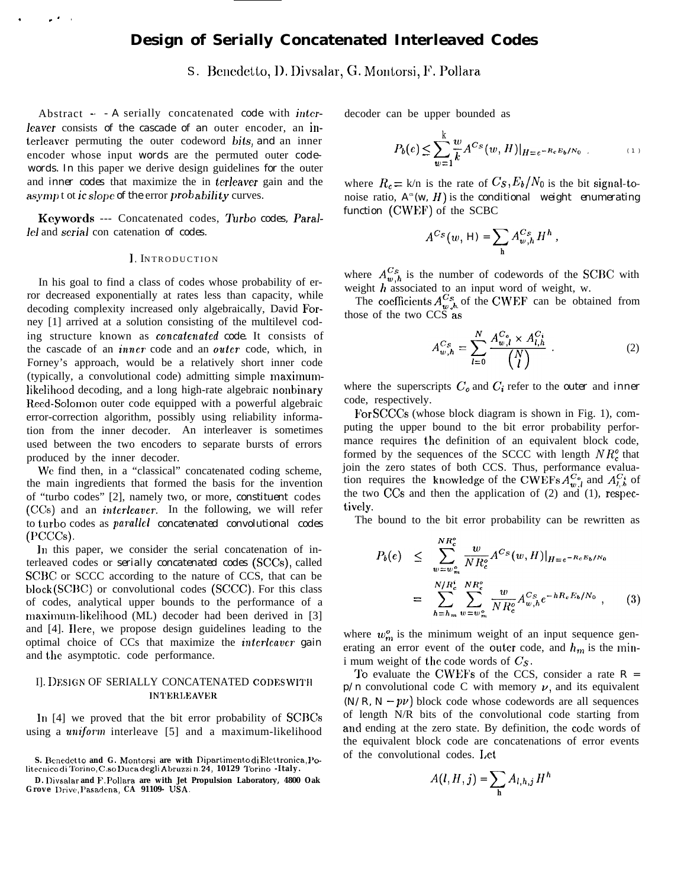# Design of Serially Concatenated Interleaved Codes

S. Benedetto, D. Divsalar, G. Montorsi, F. Pollara

*Abstract* — A serially concatenated code with interleaver consists of the cascade of an outer encoder, an interleaver permuting the outer codeword bits, and an inner encoder whose input words are the permuted outer codewords. In this paper we derive design guidelines for the outer and inner codes that maximize the interleaver gain and the asymptotic slope of the error probability curves.

**Keywords** — Concatenated codes, Turbo codes, Parallel and serial concatenation of codes.

## I. Introduction

In his goal to find a class of codes whose probability of error decreased exponentially at rates less than capacity, while decoding complexity increased only algebraically, David Forney [1] arrived at a solution consisting of the multilevel coding structure known as *concatenated code*. It consists of the cascade of an *inner* code and an *outer* code, which, in Forney's approach, would be a relatively short inner code (typically, a convolutional code) admitting simple maximum-likelihood decoding, and a long high-rate algebraic nonbinary Reed-Solomon outer code equipped with a powerful algebraic error-correction algorithm, possibly using reliability information from the inner decoder. An interleaver is sometimes used between the two encoders to separate bursts of errors produced by the inner decoder.

We find then, in a "classical" concatenated coding scheme, the main ingredients that formed the basis for the invention of "turbo codes" [2], namely two, or more, *constituent* codes (CCs) and an *interleaver*. In the following, we will refer to turbo codes as *parallel concatenated convolutional codes* (PCCCs).

In this paper, we consider the serial concatenation of interleaved codes or *serially concatenated codes* (SCCs), called SCBC or SCCC according to the nature of CCS, that can be block (SCBC) or convolutional codes (SCCC). For this class of codes, analytical upper bounds to the performance of a maximum-likelihood (ML) decoder had been derived in [3] and [4]. Here, we propose design guidelines leading to the optimal choice of CCs that maximize the *interleaver gain* and the asymptotic code performance.

## II. Design of Serially Concatenated Codes with Interleaver

In [4] we proved that the bit error probability of SCBCs using a *uniform* interleave [5] and a maximum-likelihood decoder can be upper bounded as

$$P_b(e) \leq \sum_{w=1}^{k} \frac{w}{k} A^{C_S}(w, H)|_{H=e^{-R_c E_b/N_0}} \quad (1)$$

where $R_c = k/n$ is the rate of $C_S$, $E_b/N_0$ is the bit signal-to-noise ratio, $A^{C_S}(w, H)$ is the *conditional weight enumerating function* (CWEF) of the SCBC

$$A^{C_S}(w, H) = \sum_h A_{w,h}^{C_S} H^h ,$$

where $A_{w,h}^{C_S}$ is the number of codewords of the SCBC with weight $h$ associated to an input word of weight, w.

The coefficients $A_{w,h}^{C_S}$ of the CWEF can be obtained from those of the two CCS as

$$A_{w,h}^{C_S} = \sum_{l=0}^{N} \frac{A_{w,l}^{C_o} \times A_{l,h}^{C_i}}{\binom{N}{l}} . \quad (2)$$

where the superscripts $C_o$ and $C_i$ refer to the outer and inner code, respectively.

For SCCCs (whose block diagram is shown in Fig. 1), computing the upper bound to the bit error probability performance requires the definition of an equivalent block code, formed by the sequences of the SCCC with length $NR_c^o$ that join the zero states of both CCS. Thus, performance evaluation requires the knowledge of the CWEFs $A_{w,l}^{C_o}$ and $A_{l,h}^{C_i}$ of the two CCs and then the application of (2) and (1), respectively.

The bound to the bit error probability can be rewritten as

$$\begin{aligned} P_b(e) &\leq \sum_{w=w_m^o}^{NR_c^o} \frac{w}{NR_c^o} A^{C_S}(w, H)|_{H=e^{-R_c E_b/N_0}} \\ &= \sum_{h=h_m}^{N/R_c^i} \sum_{w=w_m^o}^{NR_c^o} \frac{w}{NR_c^o} A_{w,h}^{C_S} e^{-hR_c E_b/N_0} , \end{aligned} \quad (3)$$

where $w_m^o$ is the minimum weight of an input sequence generating an error event of the outer code, and $h_m$ is the minimum weight of the code words of $C_S$.

To evaluate the CWEFs of the CCS, consider a rate $R = p/n$ convolutional code C with memory $\nu$, and its equivalent $(N/R, N - p\nu)$ block code whose codewords are all sequences of length N/R bits of the convolutional code starting from and ending at the zero state. By definition, the code words of the equivalent block code are concatenations of error events of the convolutional codes. Let

$$A(l, H, j) = \sum_h A_{l,h,j} H^h$$

S. Benedetto and G. Montorsi are with Dipartimento di Elettronica, Politecnico di Torino, C.so Duca degli Abruzzi n.24, 10129 Torino - Italy.

D. Divsalar and F. Pollara are with Jet Propulsion Laboratory, 4800 Oak Grove Drive, Pasadena, CA 91109- USA.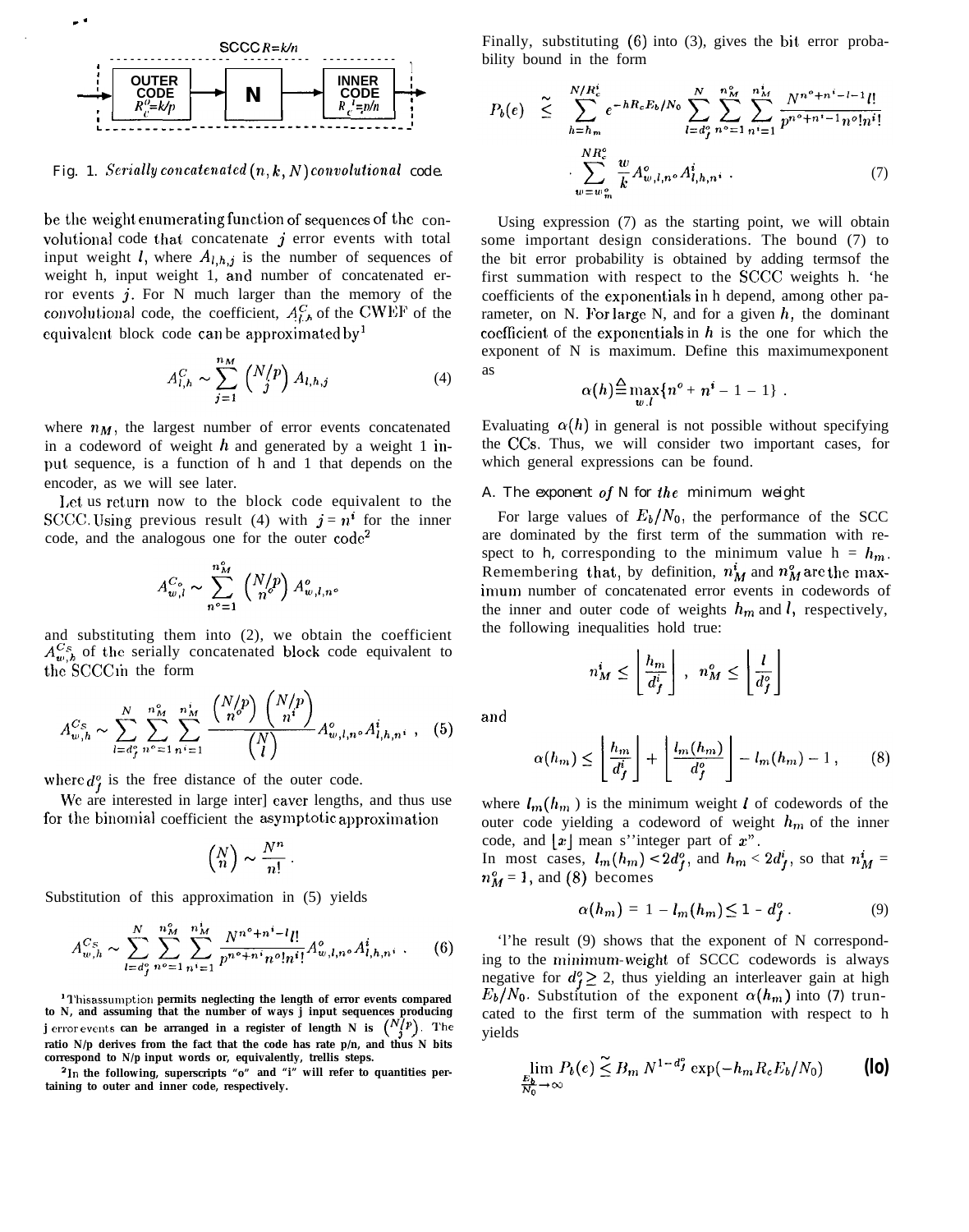SCCC $R=k/n$

OUTER CODE $R_c^o=k/p$ → N → INNER CODE $R_c^i=p/n$

Fig. 1. *Serially concatenated* $(n,k,N)$ *convolutional* code.

be the weight enumerating function of sequences of the convolutional code that concatenate $j$ error events with total input weight $l$, where $A_{l,h,j}$ is the number of sequences of weight h, input weight 1, and number of concatenated error events $j$. For N much larger than the memory of the convolutional code, the coefficient, $A^C_{l,h}$ of the CWEF of the equivalent block code can be approximated by[1]

$$A^C_{l,h} \sim \sum_{j=1}^{n_M} \binom{N/p}{j} A_{l,h,j} \qquad (4)$$

where $n_M$, the largest number of error events concatenated in a codeword of weight $h$ and generated by a weight 1 input sequence, is a function of h and 1 that depends on the encoder, as we will see later.

Let us return now to the block code equivalent to the SCCC. Using previous result (4) with $j=n^i$ for the inner code, and the analogous one for the outer code[2]

$$A^{C_o}_{w,l} \sim \sum_{n^o=1}^{n^o_M} \binom{N/p}{n^o} A^o_{w,l,n^o}$$

and substituting them into (2), we obtain the coefficient $A^{C_S}_{w,h}$ of the serially concatenated block code equivalent to the SCCC in the form

$$A^{C_S}_{w,h} \sim \sum_{l=d^o_f}^{N} \sum_{n^o=1}^{n^o_M} \sum_{n^i=1}^{n^i_M} \frac{\binom{N/p}{n^o}\binom{N/p}{n^i}}{\binom{N}{l}} A^o_{w,l,n^o} A^i_{l,h,n^i}\ , \qquad (5)$$

where $d^o_f$ is the free distance of the outer code.

We are interested in large interleaver lengths, and thus use for the binomial coefficient the asymptotic approximation

$$\binom{N}{n} \sim \frac{N^n}{n!}\ .$$

Substitution of this approximation in (5) yields

$$A^{C_S}_{w,h} \sim \sum_{l=d^o_f}^{N} \sum_{n^o=1}^{n^o_M} \sum_{n^i=1}^{n^i_M} \frac{N^{n^o+n^i-l}\, l!}{p^{n^o+n^i} n^o! n^i!} A^o_{w,l,n^o} A^i_{l,h,n^i}\ . \qquad (6)$$

[1] This assumption permits neglecting the length of error events compared to N, and assuming that the number of ways j input sequences producing j error events can be arranged in a register of length N is $\binom{N/p}{j}$. The ratio N/p derives from the fact that the code has rate p/n, and thus N bits correspond to N/p input words or, equivalently, trellis steps.

[2] In the following, superscripts "o" and "i" will refer to quantities pertaining to outer and inner code, respectively.

Finally, substituting (6) into (3), gives the bit error probability bound in the form

$$P_b(e) \ \tilde{\lesssim}\ \sum_{h=h_m}^{N/R^i_c} e^{-hR_cE_b/N_0} \sum_{l=d^o_f}^{N} \sum_{n^o=1}^{n^o_M} \sum_{n^i=1}^{n^i_M} \frac{N^{n^o+n^i-l-1}\, l!}{p^{n^o+n^i-1} n^o! n^i!} \cdot \sum_{w=w^o_m}^{NR^o_c} \frac{w}{k} A^o_{w,l,n^o} A^i_{l,h,n^i}\ . \qquad (7)$$

Using expression (7) as the starting point, we will obtain some important design considerations. The bound (7) to the bit error probability is obtained by adding termsof the first summation with respect to the SCCC weights h. 'he coefficients of the exponentials in h depend, among other parameter, on N. For large N, and for a given $h$, the dominant coefficient of the exponentials in $h$ is the one for which the exponent of N is maximum. Define this maximumexponent as

$$\alpha(h) \triangleq \max_{w,l}\{n^o + n^i - 1 - 1\}\ .$$

Evaluating $\alpha(h)$ in general is not possible without specifying the CCs. Thus, we will consider two important cases, for which general expressions can be found.

### A. The exponent *of* N for *the* minimum weight

For large values of $E_b/N_0$, the performance of the SCC are dominated by the first term of the summation with respect to h, corresponding to the minimum value h = $h_m$. Remembering that, by definition, $n^i_M$ and $n^o_M$ are the maximum number of concatenated error events in codewords of the inner and outer code of weights $h_m$ and $l$, respectively, the following inequalities hold true:

$$n^i_M \le \left\lfloor \frac{h_m}{d^i_f} \right\rfloor\ ,\quad n^o_M \le \left\lfloor \frac{l}{d^o_f} \right\rfloor$$

and

$$\alpha(h_m) \le \left\lfloor \frac{h_m}{d^i_f} \right\rfloor + \left\lfloor \frac{l_m(h_m)}{d^o_f} \right\rfloor - l_m(h_m) - 1\ , \qquad (8)$$

where $l_m(h_m)$ is the minimum weight $l$ of codewords of the outer code yielding a codeword of weight $h_m$ of the inner code, and $\lfloor x \rfloor$ mean s''integer part of $x$".
In most cases, $l_m(h_m) < 2d^o_f$, and $h_m < 2d^i_f$, so that $n^i_M = n^o_M = 1$, and (8) becomes

$$\alpha(h_m) = 1 - l_m(h_m) \le 1 - d^o_f\ . \qquad (9)$$

'l'he result (9) shows that the exponent of N corresponding to the minimum-weight of SCCC codewords is always negative for $d^o_f \ge 2$, thus yielding an interleaver gain at high $E_b/N_0$. Substitution of the exponent $\alpha(h_m)$ into (7) truncated to the first term of the summation with respect to h yields

$$\lim_{\frac{E_b}{N_0}\to\infty} P_b(e) \ \tilde{\lesssim}\ B_m N^{1-d^o_f} \exp(-h_m R_c E_b/N_0) \qquad (10)$$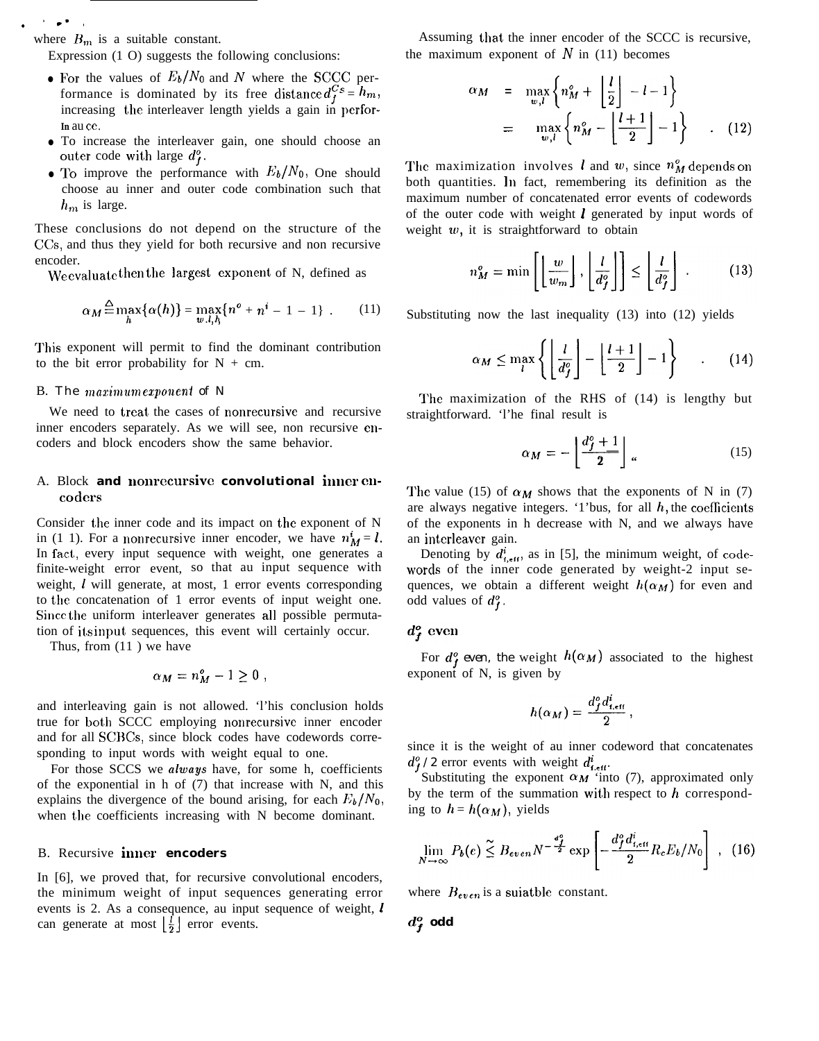where $B_m$ is a suitable constant.

Expression (10) suggests the following conclusions:

- For the values of $E_b/N_0$ and $N$ where the SCCC performance is dominated by its free distance $d_f^{CS} = h_m$, increasing the interleaver length yields a gain in performance.
- To increase the interleaver gain, one should choose an outer code with large $d_f^o$.
- To improve the performance with $E_b/N_0$, One should choose au inner and outer code combination such that $h_m$ is large.

These conclusions do not depend on the structure of the CCs, and thus they yield for both recursive and non recursive encoder.

We evaluate then the largest exponent of N, defined as

$$\alpha_M \triangleq \max_h \{\alpha(h)\} = \max_{w,l,h} \{n^o + n^i - 1 - 1\} . \quad (11)$$

This exponent will permit to find the dominant contribution to the bit error probability for N + cm.

## B. The *maximum exponent* of N

We need to treat the cases of nonrecursive and recursive inner encoders separately. As we will see, non recursive encoders and block encoders show the same behavior.

### A. Block and nonrecursive convolutional inner encoders

Consider the inner code and its impact on the exponent of N in (11). For a nonrecursive inner encoder, we have $n_M^i = l$. In fact, every input sequence with weight, one generates a finite-weight error event, so that au input sequence with weight, $l$ will generate, at most, 1 error events corresponding to the concatenation of 1 error events of input weight one. Since the uniform interleaver generates all possible permutation of its input sequences, this event will certainly occur.

Thus, from (11) we have

$$\alpha_M = n_M^o - 1 \geq 0 ,$$

and interleaving gain is not allowed. This conclusion holds true for both SCCC employing nonrecursive inner encoder and for all SCBCs, since block codes have codewords corresponding to input words with weight equal to one.

For those SCCS we *always* have, for some h, coefficients of the exponential in h of (7) that increase with N, and this explains the divergence of the bound arising, for each $E_b/N_0$, when the coefficients increasing with N become dominant.

### B. Recursive inner encoders

In [6], we proved that, for recursive convolutional encoders, the minimum weight of input sequences generating error events is 2. As a consequence, au input sequence of weight, $l$ can generate at most $\lfloor \frac{l}{2} \rfloor$ error events.

Assuming that the inner encoder of the SCCC is recursive, the maximum exponent of $N$ in (11) becomes

$$\begin{aligned} \alpha_M &= \max_{w,l} \left\{ n_M^o + \left\lfloor \frac{l}{2} \right\rfloor - l - 1 \right\} \\ &= \max_{w,l} \left\{ n_M^o - \left\lfloor \frac{l+1}{2} \right\rfloor - 1 \right\} \quad . \quad (12) \end{aligned}$$

The maximization involves $l$ and $w$, since $n_M^o$ depends on both quantities. In fact, remembering its definition as the maximum number of concatenated error events of codewords of the outer code with weight $l$ generated by input words of weight $w$, it is straightforward to obtain

$$n_M^o = \min \left[ \left\lfloor \frac{w}{w_m} \right\rfloor , \left\lfloor \frac{l}{d_f^o} \right\rfloor \right] \leq \left\lfloor \frac{l}{d_f^o} \right\rfloor . \quad (13)$$

Substituting now the last inequality (13) into (12) yields

$$\alpha_M \leq \max_l \left\{ \left\lfloor \frac{l}{d_f^o} \right\rfloor - \left\lfloor \frac{l+1}{2} \right\rfloor - 1 \right\} \quad . \quad (14)$$

The maximization of the RHS of (14) is lengthy but straightforward. The final result is

$$\alpha_M = - \left\lfloor \frac{d_f^o + 1}{2} \right\rfloor . \quad (15)$$

The value (15) of $\alpha_M$ shows that the exponents of N in (7) are always negative integers. Thus, for all $h$, the coefficients of the exponents in h decrease with N, and we always have an interleaver gain.

Denoting by $d_{f,eff}^i$, as in [5], the minimum weight, of codewords of the inner code generated by weight-2 input sequences, we obtain a different weight $h(\alpha_M)$ for even and odd values of $d_f^o$.

#### $d_f^o$ even

For $d_f^o$ even, the weight $h(\alpha_M)$ associated to the highest exponent of N, is given by

$$h(\alpha_M) = \frac{d_f^o d_{f,eff}^i}{2} ,$$

since it is the weight of au inner codeword that concatenates $d_f^o/2$ error events with weight $d_{f,eff}^i$.

Substituting the exponent $\alpha_M$ into (7), approximated only by the term of the summation with respect to $h$ corresponding to $h = h(\alpha_M)$, yields

$$\lim_{N \to \infty} P_b(e) \lesssim B_{even} N^{-\frac{d_f^o}{2}} \exp \left[ - \frac{d_f^o d_{f,eff}^i}{2} R_c E_b/N_0 \right] , \quad (16)$$

where $B_{even}$ is a suiatble constant.

#### $d_f^o$ odd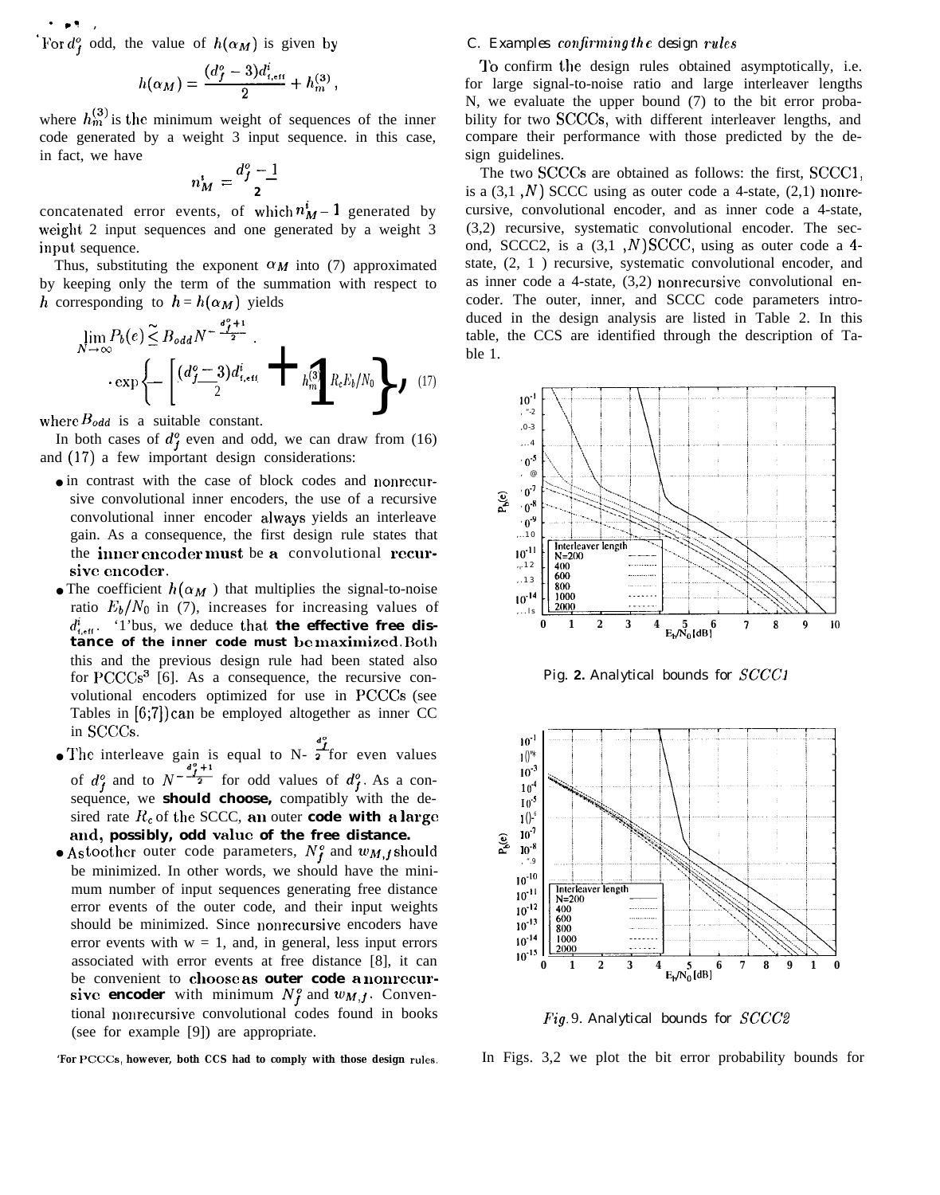For $d_f^o$ odd, the value of $h(\alpha_M)$ is given by

$$h(\alpha_M) = \frac{(d_f^o - 3)d_{f,eff}^i}{2} + h_m^{(3)},$$

where $h_m^{(3)}$ is the minimum weight of sequences of the inner code generated by a weight 3 input sequence. in this case, in fact, we have

$$n_M^i = \frac{d_f^o - 1}{2}$$

concatenated error events, of which $n_M^i - 1$ generated by weight 2 input sequences and one generated by a weight 3 input sequence.

Thus, substituting the exponent $\alpha_M$ into (7) approximated by keeping only the term of the summation with respect to $h$ corresponding to $h = h(\alpha_M)$ yields

$$\lim_{N\to\infty} P_b(e) \lesssim B_{odd} N^{-\frac{d_f^o+1}{2}} \cdot \exp\left\{-\left[\frac{(d_f^o - 3)d_{f,eff}^i}{2} + h_m^{(3)}\right] R_c E_b/N_0\right\}, \quad (17)$$

where $B_{odd}$ is a suitable constant.

In both cases of $d_f^o$ even and odd, we can draw from (16) and (17) a few important design considerations:

- in contrast with the case of block codes and nonrecursive convolutional inner encoders, the use of a recursive convolutional inner encoder always yields an interleave gain. As a consequence, the first design rule states that the **inner encoder must be a convolutional recursive encoder**.
- The coefficient $h(\alpha_M)$ that multiplies the signal-to-noise ratio $E_b/N_0$ in (7), increases for increasing values of $d_{f,eff}^i$. Thus, we deduce that **the effective free distance of the inner code must be maximized**. Both this and the previous design rule had been stated also for PCCCs[3] [6]. As a consequence, the recursive convolutional encoders optimized for use in PCCCs (see Tables in [6;7]) can be employed altogether as inner CC in SCCCs.
- The interleave gain is equal to $N^{-\frac{d_f^o}{2}}$ for even values of $d_f^o$ and to $N^{-\frac{d_f^o+1}{2}}$ for odd values of $d_f^o$. As a consequence, we **should choose,** compatibly with the desired rate $R_c$ of the SCCC, an outer **code with a large and, possibly, odd value of the free distance.**
- As to other outer code parameters, $N_f^o$ and $w_{M,f}$ should be minimized. In other words, we should have the minimum number of input sequences generating free distance error events of the outer code, and their input weights should be minimized. Since nonrecursive encoders have error events with w = 1, and, in general, less input errors associated with error events at free distance [8], it can be convenient to choose as **outer code** a nonrecursive **encoder** with minimum $N_f^o$ and $w_{M,f}$. Conventional nonrecursive convolutional codes found in books (see for example [9]) are appropriate.

[3]For PCCCs, however, both CCs had to comply with those design rules.

### C. Examples confirming the design rules

To confirm the design rules obtained asymptotically, i.e. for large signal-to-noise ratio and large interleaver lengths N, we evaluate the upper bound (7) to the bit error probability for two SCCCs, with different interleaver lengths, and compare their performance with those predicted by the design guidelines.

The two SCCCs are obtained as follows: the first, SCCC1, is a (3,1,$N$) SCCC using as outer code a 4-state, (2,1) nonrecursive, convolutional encoder, and as inner code a 4-state, (3,2) recursive, systematic convolutional encoder. The second, SCCC2, is a (3,1,$N$) SCCC, using as outer code a 4-state, (2,1) recursive, systematic convolutional encoder, and as inner code a 4-state, (3,2) nonrecursive convolutional encoder. The outer, inner, and SCCC code parameters introduced in the design analysis are listed in Table 2. In this table, the CCs are identified through the description of Table 1.

Fig. 2. Analytical bounds for SCCC1

Fig. 3. Analytical bounds for SCCC2

In Figs. 3,2 we plot the bit error probability bounds for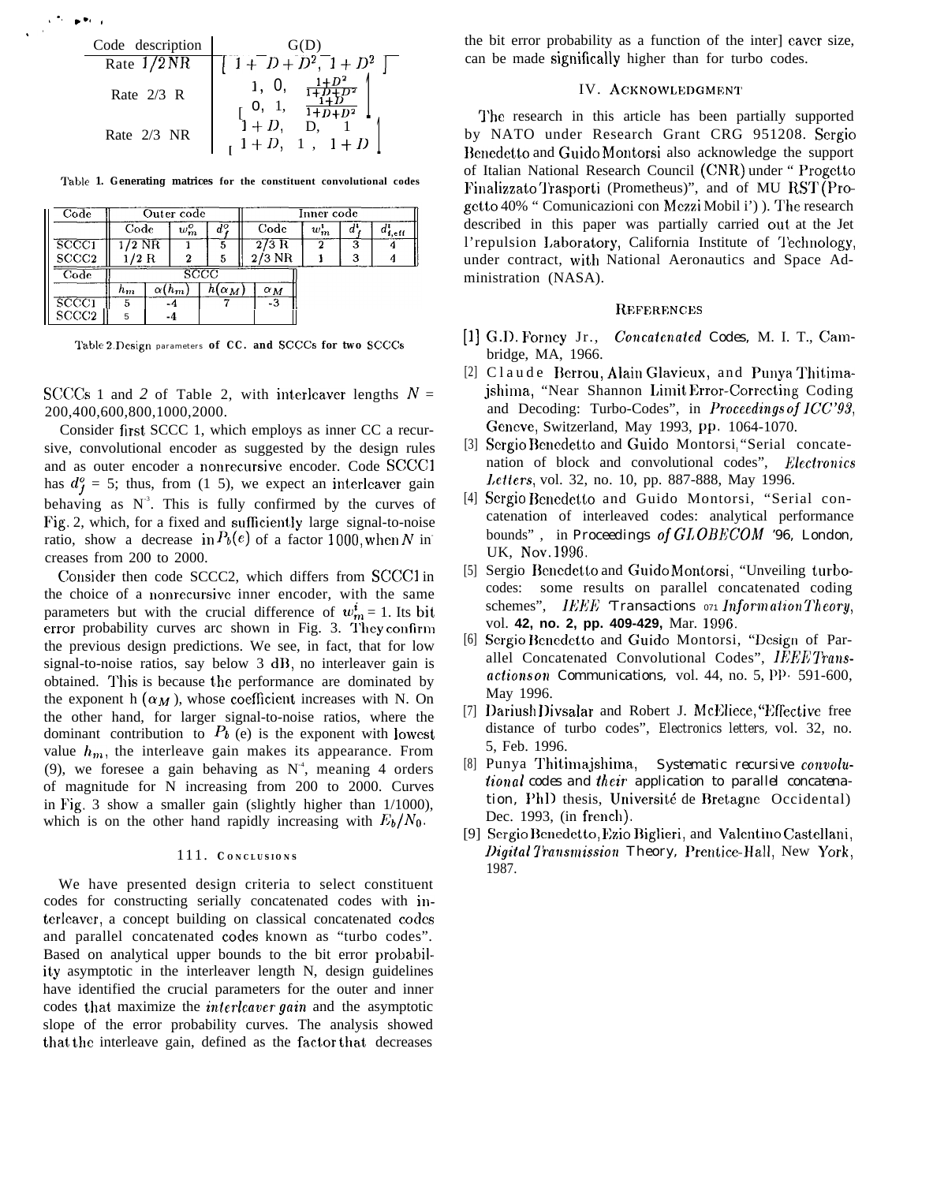| Code description | G(D) |
| --- | --- |
| Rate 1/2 NR | $[1+D+D^2, 1+D^2]$ |
| Rate 2/3 R | $\begin{bmatrix} 1, & 0, & \frac{1+D^2}{1+D+D^2} \\ 0, & 1, & \frac{1+D}{1+D+D^2} \end{bmatrix}$ |
| Rate 2/3 NR | $\begin{bmatrix} 1+D, & D, & 1 \\ 1+D, & 1, & 1+D \end{bmatrix}$ |

Table 1. Generating matrices for the constituent convolutional codes

| Code | Outer code | | | Inner code | | | |
| --- | --- | --- | --- | --- | --- | --- | --- |
| | Code | $w_m^o$ | $d_f^o$ | Code | $w_m^i$ | $d_f^i$ | $d_{f,eff}^i$ |
| SCCC1 | 1/2 NR | 1 | 5 | 2/3 R | 2 | 3 | 4 |
| SCCC2 | 1/2 R | 2 | 5 | 2/3 NR | 1 | 3 | 4 |

| Code | SCCC | | | |
| --- | --- | --- | --- | --- |
| | $h_m$ | $\alpha(h_m)$ | $h(\alpha_M)$ | $\alpha_M$ |
| SCCC1 | 5 | -4 | 7 | -3 |
| SCCC2 | 5 | -4 | | |

Table 2. Design parameters of CC. and SCCCs for two SCCCs

SCCCs 1 and 2 of Table 2, with interleaver lengths $N$ = 200,400,600,800,1000,2000.

Consider first SCCC 1, which employs as inner CC a recursive, convolutional encoder as suggested by the design rules and as outer encoder a nonrecursive encoder. Code SCCC1 has $d_f^o$ = 5; thus, from (15), we expect an interleaver gain behaving as $N^{-3}$. This is fully confirmed by the curves of Fig. 2, which, for a fixed and sufficiently large signal-to-noise ratio, show a decrease in $P_b(e)$ of a factor 1000, when $N$ increases from 200 to 2000.

Consider then code SCCC2, which differs from SCCC1 in the choice of a nonrecursive inner encoder, with the same parameters but with the crucial difference of $w_m^i$ = 1. Its bit error probability curves are shown in Fig. 3. They confirm the previous design predictions. We see, in fact, that for low signal-to-noise ratios, say below 3 dB, no interleaver gain is obtained. This is because the performance are dominated by the exponent h ($\alpha_M$), whose coefficient increases with N. On the other hand, for larger signal-to-noise ratios, where the dominant contribution to $P_b$ (e) is the exponent with lowest value $h_m$, the interleave gain makes its appearance. From (9), we foresee a gain behaving as $N^{-4}$, meaning 4 orders of magnitude for N increasing from 200 to 2000. Curves in Fig. 3 show a smaller gain (slightly higher than 1/1000), which is on the other hand rapidly increasing with $E_b/N_0$.

## III. Conclusions

We have presented design criteria to select constituent codes for constructing serially concatenated codes with interleaver, a concept building on classical concatenated codes and parallel concatenated codes known as "turbo codes". Based on analytical upper bounds to the bit error probability asymptotic in the interleaver length N, design guidelines have identified the crucial parameters for the outer and inner codes that maximize the *interleaver gain* and the asymptotic slope of the error probability curves. The analysis showed that the interleave gain, defined as the factor that decreases the bit error probability as a function of the interleaver size, can be made significally higher than for turbo codes.

## IV. Acknowledgment

The research in this article has been partially supported by NATO under Research Grant CRG 951208. Sergio Benedetto and Guido Montorsi also acknowledge the support of Italian National Research Council (CNR) under "Progetto Finalizzato Trasporti (Prometheus)", and of MURST (Progetto 40% "Comunicazioni con Mezzi Mobili") ). The research described in this paper was partially carried out at the Jet Propulsion Laboratory, California Institute of Technology, under contract, with National Aeronautics and Space Administration (NASA).

## References

[1] G.D. Forney Jr., *Concatenated Codes*, M. I. T., Cambridge, MA, 1966.

[2] Claude Berrou, Alain Glavieux, and Punya Thitimajshima, "Near Shannon Limit Error-Correcting Coding and Decoding: Turbo-Codes", in *Proceedings of ICC'93*, Geneve, Switzerland, May 1993, pp. 1064-1070.

[3] Sergio Benedetto and Guido Montorsi, "Serial concatenation of block and convolutional codes", *Electronics Letters*, vol. 32, no. 10, pp. 887-888, May 1996.

[4] Sergio Benedetto and Guido Montorsi, "Serial concatenation of interleaved codes: analytical performance bounds", in *Proceedings of GLOBECOM '96*, London, UK, Nov. 1996.

[5] Sergio Benedetto and Guido Montorsi, "Unveiling turbo-codes: some results on parallel concatenated coding schemes", *IEEE Transactions on Information Theory*, vol. 42, no. 2, pp. 409-429, Mar. 1996.

[6] Sergio Benedetto and Guido Montorsi, "Design of Parallel Concatenated Convolutional Codes", *IEEE Transactions on Communications*, vol. 44, no. 5, pp. 591-600, May 1996.

[7] Dariush Divsalar and Robert J. McEliece, "Effective free distance of turbo codes", Electronics letters, vol. 32, no. 5, Feb. 1996.

[8] Punya Thitimajshima, *Systematic recursive convolutional codes and their application to parallel concatenation*, PhD thesis, Université de Bretagne Occidental) Dec. 1993, (in french).

[9] Sergio Benedetto, Ezio Biglieri, and Valentino Castellani, *Digital Transmission Theory*, Prentice-Hall, New York, 1987.